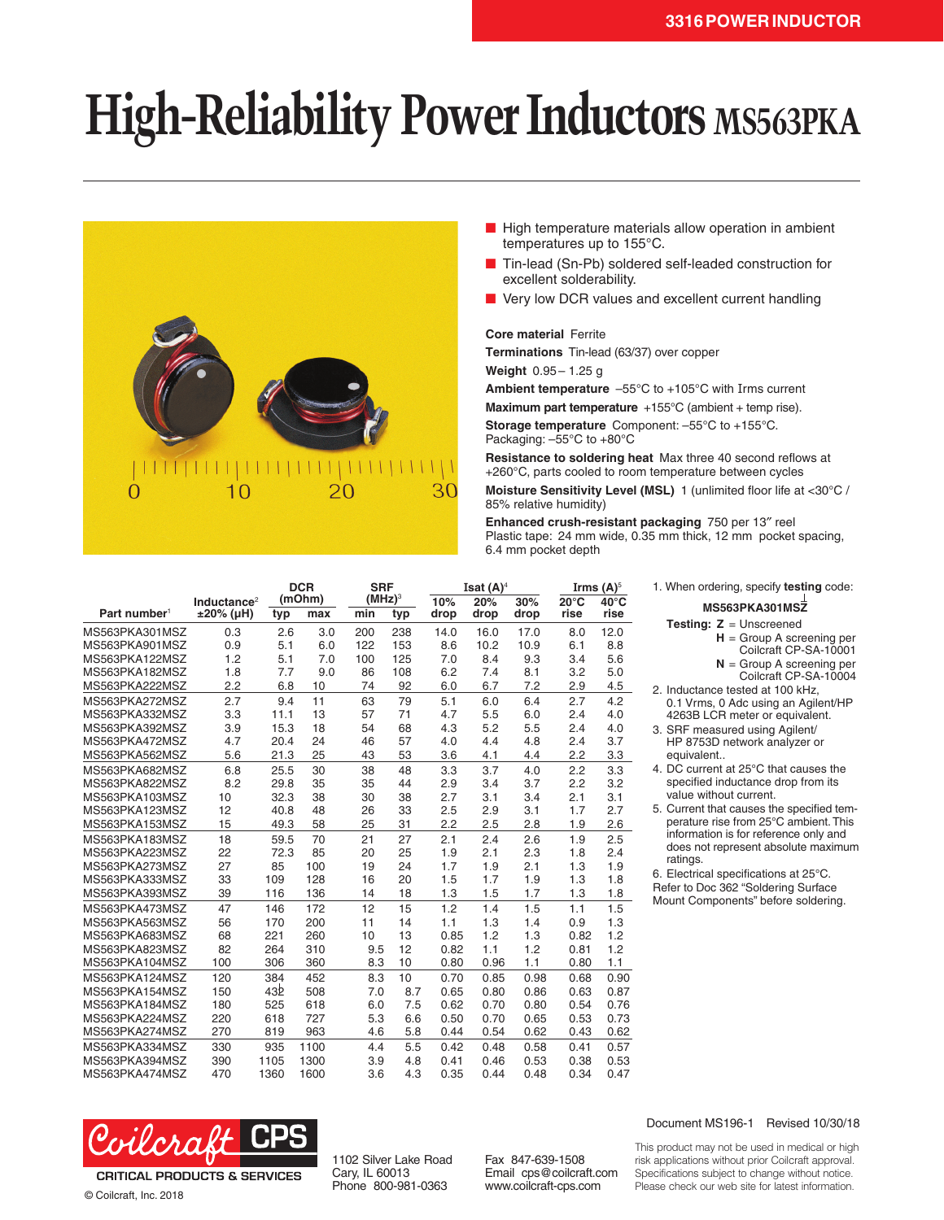3316 POWER INDUCTOR

# High-Reliability Power Inductors MS563PKA

- High temperature materials allow operation in ambient temperatures up to 155°C.
- Tin-lead (Sn-Pb) soldered self-leaded construction for excellent solderability.
- Very low DCR values and excellent current handling

**Core material** Ferrite

**Terminations** Tin-lead (63/37) over copper

**Weight** 0.95 – 1.25 g

**Ambient temperature** –55°C to +105°C with Irms current

**Maximum part temperature** +155°C (ambient + temp rise).

**Storage temperature** Component: –55°C to +155°C. Packaging: –55°C to +80°C

**Resistance to soldering heat** Max three 40 second reflows at +260°C, parts cooled to room temperature between cycles

**Moisture Sensitivity Level (MSL)** 1 (unlimited floor life at <30°C / 85% relative humidity)

**Enhanced crush-resistant packaging** 750 per 13″ reel
Plastic tape: 24 mm wide, 0.35 mm thick, 12 mm pocket spacing, 6.4 mm pocket depth

| Part number[1] | Inductance[2] ±20% (µH) | DCR (mOhm) typ | DCR (mOhm) max | SRF (MHz)[3] min | SRF (MHz)[3] typ | Isat (A)[4] 10% drop | Isat (A)[4] 20% drop | Isat (A)[4] 30% drop | Irms (A)[5] 20°C rise | Irms (A)[5] 40°C rise |
|---|---|---|---|---|---|---|---|---|---|---|
| MS563PKA301MSZ | 0.3 | 2.6 | 3.0 | 200 | 238 | 14.0 | 16.0 | 17.0 | 8.0 | 12.0 |
| MS563PKA901MSZ | 0.9 | 5.1 | 6.0 | 122 | 153 | 8.6 | 10.2 | 10.9 | 6.1 | 8.8 |
| MS563PKA122MSZ | 1.2 | 5.1 | 7.0 | 100 | 125 | 7.0 | 8.4 | 9.3 | 3.4 | 5.6 |
| MS563PKA182MSZ | 1.8 | 7.7 | 9.0 | 86 | 108 | 6.2 | 7.4 | 8.1 | 3.2 | 5.0 |
| MS563PKA222MSZ | 2.2 | 6.8 | 10 | 74 | 92 | 6.0 | 6.7 | 7.2 | 2.9 | 4.5 |
| MS563PKA272MSZ | 2.7 | 9.4 | 11 | 63 | 79 | 5.1 | 6.0 | 6.4 | 2.7 | 4.2 |
| MS563PKA332MSZ | 3.3 | 11.1 | 13 | 57 | 71 | 4.7 | 5.5 | 6.0 | 2.4 | 4.0 |
| MS563PKA392MSZ | 3.9 | 15.3 | 18 | 54 | 68 | 4.3 | 5.2 | 5.5 | 2.4 | 4.0 |
| MS563PKA472MSZ | 4.7 | 20.4 | 24 | 46 | 57 | 4.0 | 4.4 | 4.8 | 2.4 | 3.7 |
| MS563PKA562MSZ | 5.6 | 21.3 | 25 | 43 | 53 | 3.6 | 4.1 | 4.4 | 2.2 | 3.3 |
| MS563PKA682MSZ | 6.8 | 25.5 | 30 | 38 | 48 | 3.3 | 3.7 | 4.0 | 2.2 | 3.3 |
| MS563PKA822MSZ | 8.2 | 29.8 | 35 | 35 | 44 | 2.9 | 3.4 | 3.7 | 2.2 | 3.2 |
| MS563PKA103MSZ | 10 | 32.3 | 38 | 30 | 38 | 2.7 | 3.1 | 3.4 | 2.1 | 3.1 |
| MS563PKA123MSZ | 12 | 40.8 | 48 | 26 | 33 | 2.5 | 2.9 | 3.1 | 1.7 | 2.7 |
| MS563PKA153MSZ | 15 | 49.3 | 58 | 25 | 31 | 2.2 | 2.5 | 2.8 | 1.9 | 2.6 |
| MS563PKA183MSZ | 18 | 59.5 | 70 | 21 | 27 | 2.1 | 2.4 | 2.6 | 1.9 | 2.5 |
| MS563PKA223MSZ | 22 | 72.3 | 85 | 20 | 25 | 1.9 | 2.1 | 2.3 | 1.8 | 2.4 |
| MS563PKA273MSZ | 27 | 85 | 100 | 19 | 24 | 1.7 | 1.9 | 2.1 | 1.3 | 1.9 |
| MS563PKA333MSZ | 33 | 109 | 128 | 16 | 20 | 1.5 | 1.7 | 1.9 | 1.3 | 1.8 |
| MS563PKA393MSZ | 39 | 116 | 136 | 14 | 18 | 1.3 | 1.5 | 1.7 | 1.3 | 1.8 |
| MS563PKA473MSZ | 47 | 146 | 172 | 12 | 15 | 1.2 | 1.4 | 1.5 | 1.1 | 1.5 |
| MS563PKA563MSZ | 56 | 170 | 200 | 11 | 14 | 1.1 | 1.3 | 1.4 | 0.9 | 1.3 |
| MS563PKA683MSZ | 68 | 221 | 260 | 10 | 13 | 0.85 | 1.2 | 1.3 | 0.82 | 1.2 |
| MS563PKA823MSZ | 82 | 264 | 310 | 9.5 | 12 | 0.82 | 1.1 | 1.2 | 0.81 | 1.2 |
| MS563PKA104MSZ | 100 | 306 | 360 | 8.3 | 10 | 0.80 | 0.96 | 1.1 | 0.80 | 1.1 |
| MS563PKA124MSZ | 120 | 384 | 452 | 8.3 | 10 | 0.70 | 0.85 | 0.98 | 0.68 | 0.90 |
| MS563PKA154MSZ | 150 | 432 | 508 | 7.0 | 8.7 | 0.65 | 0.80 | 0.86 | 0.63 | 0.87 |
| MS563PKA184MSZ | 180 | 525 | 618 | 6.0 | 7.5 | 0.62 | 0.70 | 0.80 | 0.54 | 0.76 |
| MS563PKA224MSZ | 220 | 618 | 727 | 5.3 | 6.6 | 0.50 | 0.70 | 0.65 | 0.53 | 0.73 |
| MS563PKA274MSZ | 270 | 819 | 963 | 4.6 | 5.8 | 0.44 | 0.54 | 0.62 | 0.43 | 0.62 |
| MS563PKA334MSZ | 330 | 935 | 1100 | 4.4 | 5.5 | 0.42 | 0.48 | 0.58 | 0.41 | 0.57 |
| MS563PKA394MSZ | 390 | 1105 | 1300 | 3.9 | 4.8 | 0.41 | 0.46 | 0.53 | 0.38 | 0.53 |
| MS563PKA474MSZ | 470 | 1360 | 1600 | 3.6 | 4.3 | 0.35 | 0.44 | 0.48 | 0.34 | 0.47 |

1. When ordering, specify **testing** code:

   **MS563PKA301MSZ**

   **Testing:** **Z** = Unscreened
   **H** = Group A screening per Coilcraft CP-SA-10001
   **N** = Group A screening per Coilcraft CP-SA-10004
2. Inductance tested at 100 kHz, 0.1 Vrms, 0 Adc using an Agilent/HP 4263B LCR meter or equivalent.
3. SRF measured using Agilent/ HP 8753D network analyzer or equivalent..
4. DC current at 25°C that causes the specified inductance drop from its value without current.
5. Current that causes the specified temperature rise from 25°C ambient. This information is for reference only and does not represent absolute maximum ratings.
6. Electrical specifications at 25°C.

Refer to Doc 362 “Soldering Surface Mount Components” before soldering.

Coilcraft CPS
CRITICAL PRODUCTS & SERVICES

© Coilcraft, Inc. 2018

1102 Silver Lake Road
Cary, IL 60013
Phone 800-981-0363

Fax 847-639-1508
Email cps@coilcraft.com
www.coilcraft-cps.com

Document MS196-1 Revised 10/30/18

This product may not be used in medical or high risk applications without prior Coilcraft approval. Specifications subject to change without notice. Please check our web site for latest information.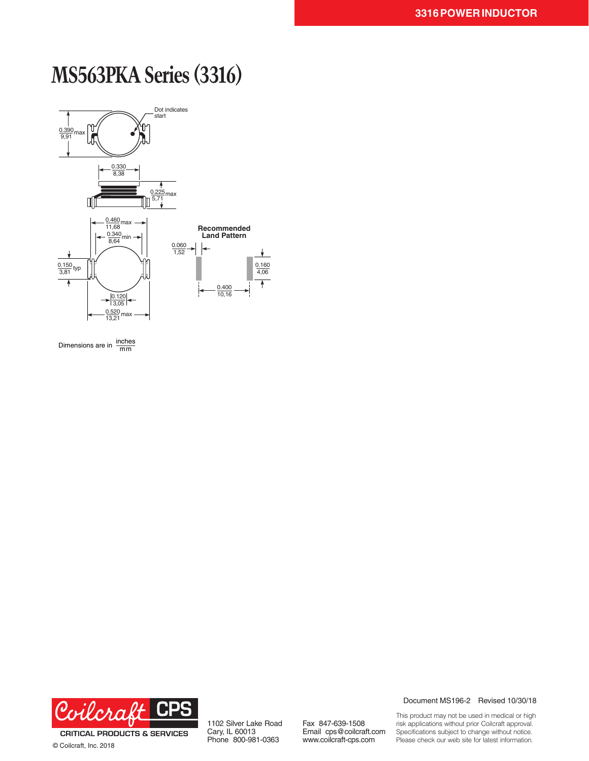# MS563PKA Series (3316)

Dot indicates start

0.390 / 9,91 max

0.330 / 8,38

0.225 / 5,71 max

0.460 / 11,68 max

0.340 / 8,64 min

0.150 / 3,81 typ

0.120 / 3,05

0.520 / 13,21 max

**Recommended Land Pattern**

0.060 / 1,52

0.160 / 4,06

0.400 / 10,16

Dimensions are in inches / mm

Document MS196-2 Revised 10/30/18

Coilcraft CPS

CRITICAL PRODUCTS & SERVICES

© Coilcraft, Inc. 2018

1102 Silver Lake Road
Cary, IL 60013
Phone 800-981-0363

Fax 847-639-1508
Email cps@coilcraft.com
www.coilcraft-cps.com

This product may not be used in medical or high risk applications without prior Coilcraft approval. Specifications subject to change without notice. Please check our web site for latest information.